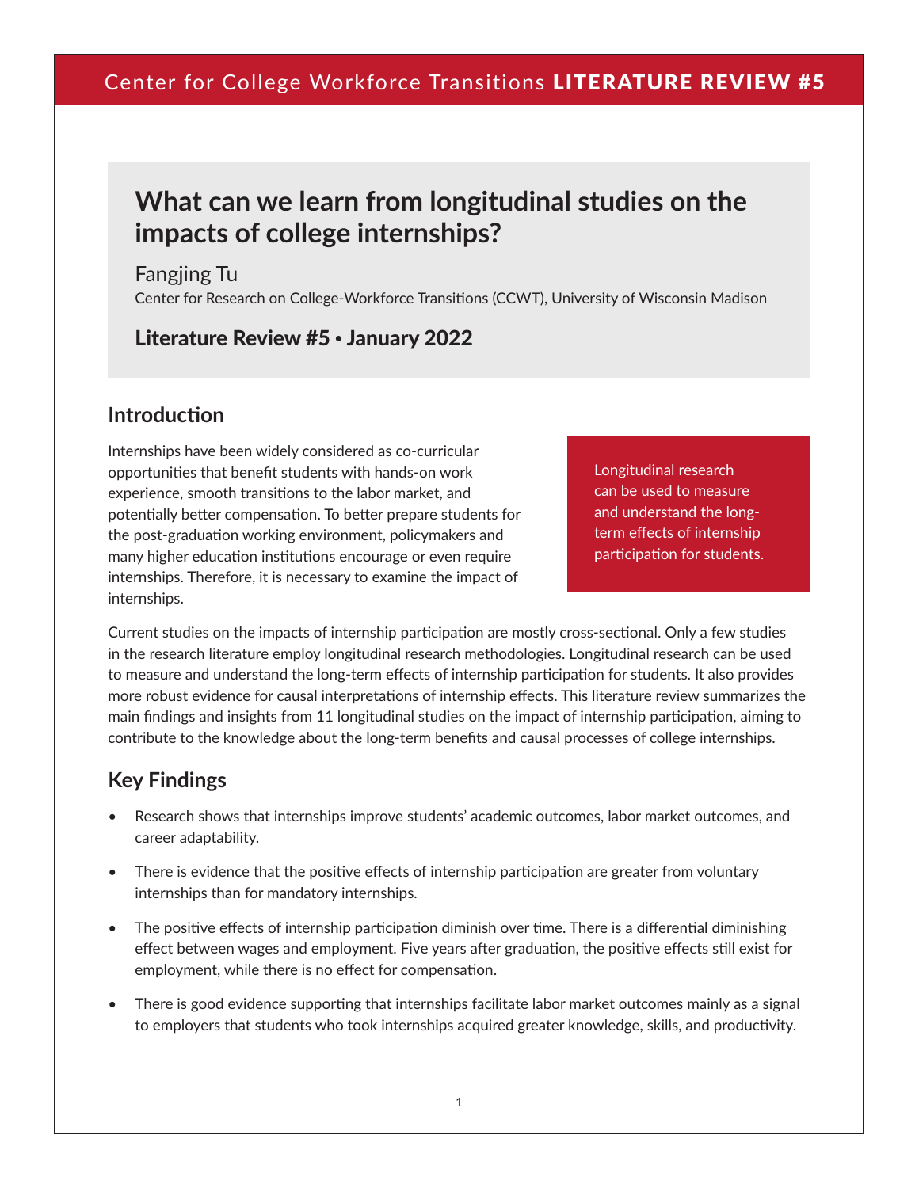Center for College Workforce Transitions **LITERATURE REVIEW #5**

# What can we learn from longitudinal studies on the impacts of college internships?

Fangjing Tu

Center for Research on College-Workforce Transitions (CCWT), University of Wisconsin Madison

**Literature Review #5 • January 2022**

## Introduction

Internships have been widely considered as co-curricular opportunities that benefit students with hands-on work experience, smooth transitions to the labor market, and potentially better compensation. To better prepare students for the post-graduation working environment, policymakers and many higher education institutions encourage or even require internships. Therefore, it is necessary to examine the impact of internships.

> Longitudinal research can be used to measure and understand the long-term effects of internship participation for students.

Current studies on the impacts of internship participation are mostly cross-sectional. Only a few studies in the research literature employ longitudinal research methodologies. Longitudinal research can be used to measure and understand the long-term effects of internship participation for students. It also provides more robust evidence for causal interpretations of internship effects. This literature review summarizes the main findings and insights from 11 longitudinal studies on the impact of internship participation, aiming to contribute to the knowledge about the long-term benefits and causal processes of college internships.

## Key Findings

- Research shows that internships improve students' academic outcomes, labor market outcomes, and career adaptability.
- There is evidence that the positive effects of internship participation are greater from voluntary internships than for mandatory internships.
- The positive effects of internship participation diminish over time. There is a differential diminishing effect between wages and employment. Five years after graduation, the positive effects still exist for employment, while there is no effect for compensation.
- There is good evidence supporting that internships facilitate labor market outcomes mainly as a signal to employers that students who took internships acquired greater knowledge, skills, and productivity.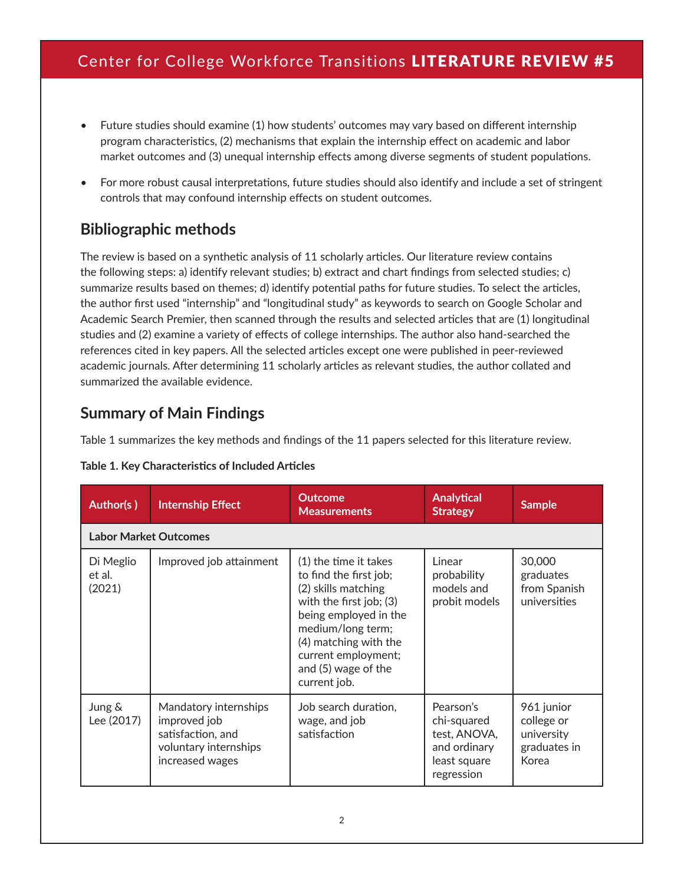- Future studies should examine (1) how students' outcomes may vary based on different internship program characteristics, (2) mechanisms that explain the internship effect on academic and labor market outcomes and (3) unequal internship effects among diverse segments of student populations.
- For more robust causal interpretations, future studies should also identify and include a set of stringent controls that may confound internship effects on student outcomes.

## Bibliographic methods

The review is based on a synthetic analysis of 11 scholarly articles. Our literature review contains the following steps: a) identify relevant studies; b) extract and chart findings from selected studies; c) summarize results based on themes; d) identify potential paths for future studies. To select the articles, the author first used "internship" and "longitudinal study" as keywords to search on Google Scholar and Academic Search Premier, then scanned through the results and selected articles that are (1) longitudinal studies and (2) examine a variety of effects of college internships. The author also hand-searched the references cited in key papers. All the selected articles except one were published in peer-reviewed academic journals. After determining 11 scholarly articles as relevant studies, the author collated and summarized the available evidence.

## Summary of Main Findings

Table 1 summarizes the key methods and findings of the 11 papers selected for this literature review.

**Table 1. Key Characteristics of Included Articles**

| Author(s ) | Internship Effect | Outcome Measurements | Analytical Strategy | Sample |
|---|---|---|---|---|
| **Labor Market Outcomes** | | | | |
| Di Meglio et al. (2021) | Improved job attainment | (1) the time it takes to find the first job; (2) skills matching with the first job; (3) being employed in the medium/long term; (4) matching with the current employment; and (5) wage of the current job. | Linear probability models and probit models | 30,000 graduates from Spanish universities |
| Jung & Lee (2017) | Mandatory internships improved job satisfaction, and voluntary internships increased wages | Job search duration, wage, and job satisfaction | Pearson's chi-squared test, ANOVA, and ordinary least square regression | 961 junior college or university graduates in Korea |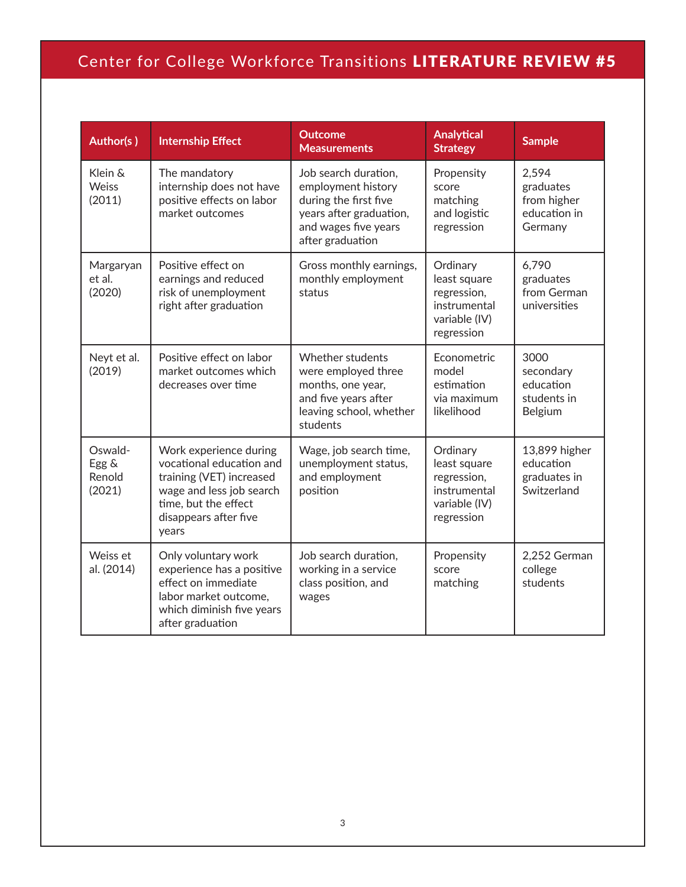| Author(s ) | Internship Effect | Outcome Measurements | Analytical Strategy | Sample |
|---|---|---|---|---|
| Klein & Weiss (2011) | The mandatory internship does not have positive effects on labor market outcomes | Job search duration, employment history during the first five years after graduation, and wages five years after graduation | Propensity score matching and logistic regression | 2,594 graduates from higher education in Germany |
| Margaryan et al. (2020) | Positive effect on earnings and reduced risk of unemployment right after graduation | Gross monthly earnings, monthly employment status | Ordinary least square regression, instrumental variable (IV) regression | 6,790 graduates from German universities |
| Neyt et al. (2019) | Positive effect on labor market outcomes which decreases over time | Whether students were employed three months, one year, and five years after leaving school, whether students | Econometric model estimation via maximum likelihood | 3000 secondary education students in Belgium |
| Oswald-Egg & Renold (2021) | Work experience during vocational education and training (VET) increased wage and less job search time, but the effect disappears after five years | Wage, job search time, unemployment status, and employment position | Ordinary least square regression, instrumental variable (IV) regression | 13,899 higher education graduates in Switzerland |
| Weiss et al. (2014) | Only voluntary work experience has a positive effect on immediate labor market outcome, which diminish five years after graduation | Job search duration, working in a service class position, and wages | Propensity score matching | 2,252 German college students |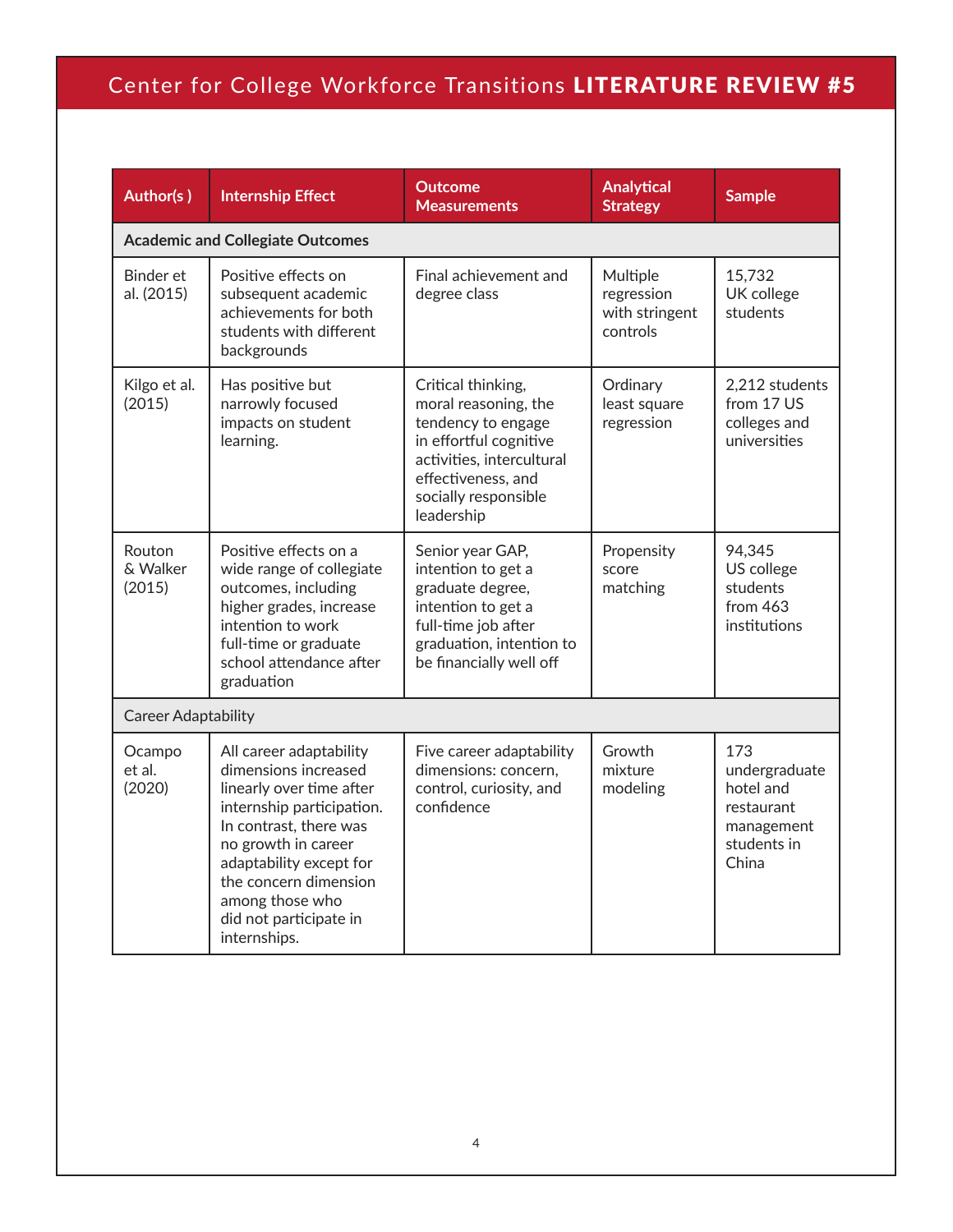| Author(s ) | Internship Effect | Outcome Measurements | Analytical Strategy | Sample |
|---|---|---|---|---|
| **Academic and Collegiate Outcomes** | | | | |
| Binder et al. (2015) | Positive effects on subsequent academic achievements for both students with different backgrounds | Final achievement and degree class | Multiple regression with stringent controls | 15,732 UK college students |
| Kilgo et al. (2015) | Has positive but narrowly focused impacts on student learning. | Critical thinking, moral reasoning, the tendency to engage in effortful cognitive activities, intercultural effectiveness, and socially responsible leadership | Ordinary least square regression | 2,212 students from 17 US colleges and universities |
| Routon & Walker (2015) | Positive effects on a wide range of collegiate outcomes, including higher grades, increase intention to work full-time or graduate school attendance after graduation | Senior year GAP, intention to get a graduate degree, intention to get a full-time job after graduation, intention to be financially well off | Propensity score matching | 94,345 US college students from 463 institutions |
| Career Adaptability | | | | |
| Ocampo et al. (2020) | All career adaptability dimensions increased linearly over time after internship participation. In contrast, there was no growth in career adaptability except for the concern dimension among those who did not participate in internships. | Five career adaptability dimensions: concern, control, curiosity, and confidence | Growth mixture modeling | 173 undergraduate hotel and restaurant management students in China |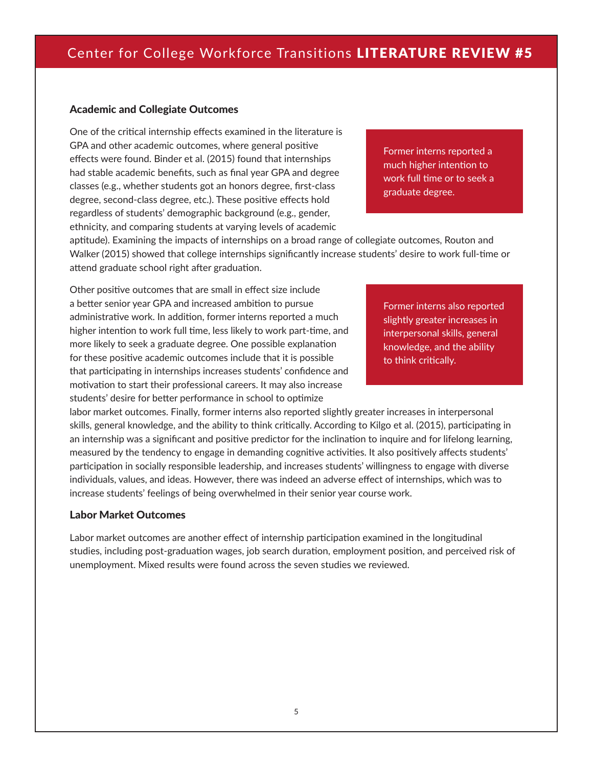### Academic and Collegiate Outcomes

One of the critical internship effects examined in the literature is GPA and other academic outcomes, where general positive effects were found. Binder et al. (2015) found that internships had stable academic benefits, such as final year GPA and degree classes (e.g., whether students got an honors degree, first-class degree, second-class degree, etc.). These positive effects hold regardless of students' demographic background (e.g., gender, ethnicity, and comparing students at varying levels of academic aptitude). Examining the impacts of internships on a broad range of collegiate outcomes, Routon and Walker (2015) showed that college internships significantly increase students' desire to work full-time or attend graduate school right after graduation.

> Former interns reported a much higher intention to work full time or to seek a graduate degree.

Other positive outcomes that are small in effect size include a better senior year GPA and increased ambition to pursue administrative work. In addition, former interns reported a much higher intention to work full time, less likely to work part-time, and more likely to seek a graduate degree. One possible explanation for these positive academic outcomes include that it is possible that participating in internships increases students' confidence and motivation to start their professional careers. It may also increase students' desire for better performance in school to optimize labor market outcomes. Finally, former interns also reported slightly greater increases in interpersonal skills, general knowledge, and the ability to think critically. According to Kilgo et al. (2015), participating in an internship was a significant and positive predictor for the inclination to inquire and for lifelong learning, measured by the tendency to engage in demanding cognitive activities. It also positively affects students' participation in socially responsible leadership, and increases students' willingness to engage with diverse individuals, values, and ideas. However, there was indeed an adverse effect of internships, which was to increase students' feelings of being overwhelmed in their senior year course work.

> Former interns also reported slightly greater increases in interpersonal skills, general knowledge, and the ability to think critically.

### Labor Market Outcomes

Labor market outcomes are another effect of internship participation examined in the longitudinal studies, including post-graduation wages, job search duration, employment position, and perceived risk of unemployment. Mixed results were found across the seven studies we reviewed.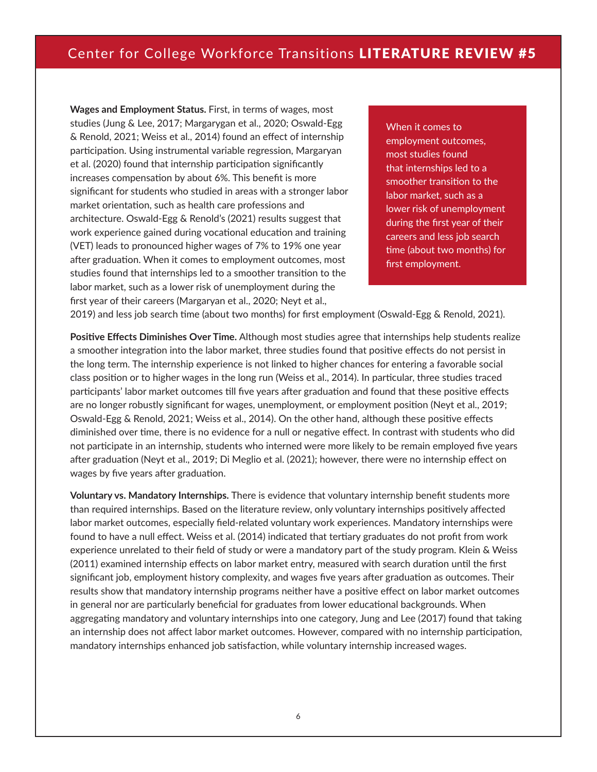**Wages and Employment Status.** First, in terms of wages, most studies (Jung & Lee, 2017; Margarygan et al., 2020; Oswald-Egg & Renold, 2021; Weiss et al., 2014) found an effect of internship participation. Using instrumental variable regression, Margaryan et al. (2020) found that internship participation significantly increases compensation by about 6%. This benefit is more significant for students who studied in areas with a stronger labor market orientation, such as health care professions and architecture. Oswald-Egg & Renold's (2021) results suggest that work experience gained during vocational education and training (VET) leads to pronounced higher wages of 7% to 19% one year after graduation. When it comes to employment outcomes, most studies found that internships led to a smoother transition to the labor market, such as a lower risk of unemployment during the first year of their careers (Margaryan et al., 2020; Neyt et al., 2019) and less job search time (about two months) for first employment (Oswald-Egg & Renold, 2021).

> When it comes to employment outcomes, most studies found that internships led to a smoother transition to the labor market, such as a lower risk of unemployment during the first year of their careers and less job search time (about two months) for first employment.

**Positive Effects Diminishes Over Time.** Although most studies agree that internships help students realize a smoother integration into the labor market, three studies found that positive effects do not persist in the long term. The internship experience is not linked to higher chances for entering a favorable social class position or to higher wages in the long run (Weiss et al., 2014). In particular, three studies traced participants' labor market outcomes till five years after graduation and found that these positive effects are no longer robustly significant for wages, unemployment, or employment position (Neyt et al., 2019; Oswald-Egg & Renold, 2021; Weiss et al., 2014). On the other hand, although these positive effects diminished over time, there is no evidence for a null or negative effect. In contrast with students who did not participate in an internship, students who interned were more likely to be remain employed five years after graduation (Neyt et al., 2019; Di Meglio et al. (2021); however, there were no internship effect on wages by five years after graduation.

**Voluntary vs. Mandatory Internships.** There is evidence that voluntary internship benefit students more than required internships. Based on the literature review, only voluntary internships positively affected labor market outcomes, especially field-related voluntary work experiences. Mandatory internships were found to have a null effect. Weiss et al. (2014) indicated that tertiary graduates do not profit from work experience unrelated to their field of study or were a mandatory part of the study program. Klein & Weiss (2011) examined internship effects on labor market entry, measured with search duration until the first significant job, employment history complexity, and wages five years after graduation as outcomes. Their results show that mandatory internship programs neither have a positive effect on labor market outcomes in general nor are particularly beneficial for graduates from lower educational backgrounds. When aggregating mandatory and voluntary internships into one category, Jung and Lee (2017) found that taking an internship does not affect labor market outcomes. However, compared with no internship participation, mandatory internships enhanced job satisfaction, while voluntary internship increased wages.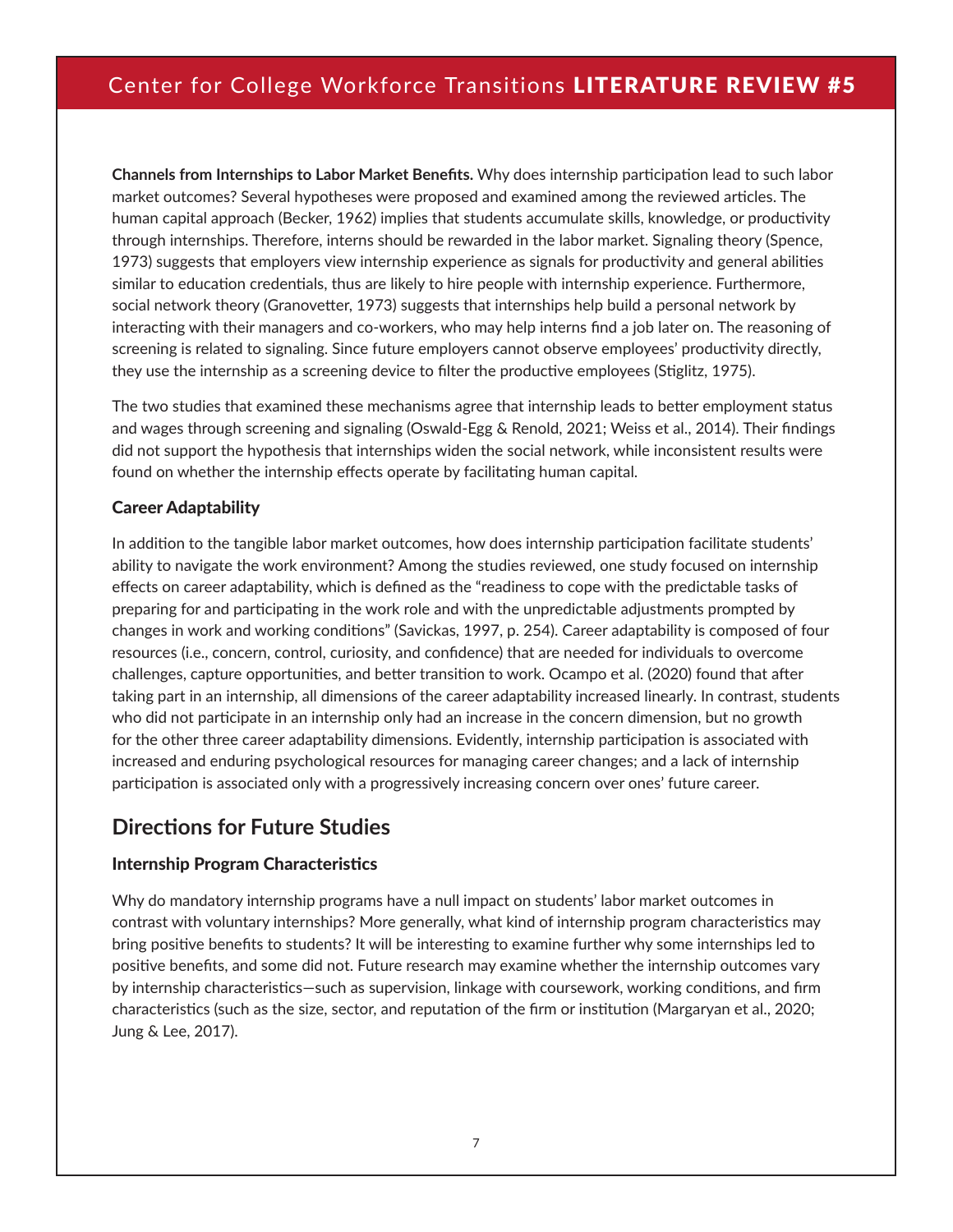**Channels from Internships to Labor Market Benefits.** Why does internship participation lead to such labor market outcomes? Several hypotheses were proposed and examined among the reviewed articles. The human capital approach (Becker, 1962) implies that students accumulate skills, knowledge, or productivity through internships. Therefore, interns should be rewarded in the labor market. Signaling theory (Spence, 1973) suggests that employers view internship experience as signals for productivity and general abilities similar to education credentials, thus are likely to hire people with internship experience. Furthermore, social network theory (Granovetter, 1973) suggests that internships help build a personal network by interacting with their managers and co-workers, who may help interns find a job later on. The reasoning of screening is related to signaling. Since future employers cannot observe employees' productivity directly, they use the internship as a screening device to filter the productive employees (Stiglitz, 1975).

The two studies that examined these mechanisms agree that internship leads to better employment status and wages through screening and signaling (Oswald-Egg & Renold, 2021; Weiss et al., 2014). Their findings did not support the hypothesis that internships widen the social network, while inconsistent results were found on whether the internship effects operate by facilitating human capital.

### Career Adaptability

In addition to the tangible labor market outcomes, how does internship participation facilitate students' ability to navigate the work environment? Among the studies reviewed, one study focused on internship effects on career adaptability, which is defined as the "readiness to cope with the predictable tasks of preparing for and participating in the work role and with the unpredictable adjustments prompted by changes in work and working conditions" (Savickas, 1997, p. 254). Career adaptability is composed of four resources (i.e., concern, control, curiosity, and confidence) that are needed for individuals to overcome challenges, capture opportunities, and better transition to work. Ocampo et al. (2020) found that after taking part in an internship, all dimensions of the career adaptability increased linearly. In contrast, students who did not participate in an internship only had an increase in the concern dimension, but no growth for the other three career adaptability dimensions. Evidently, internship participation is associated with increased and enduring psychological resources for managing career changes; and a lack of internship participation is associated only with a progressively increasing concern over ones' future career.

## Directions for Future Studies

### Internship Program Characteristics

Why do mandatory internship programs have a null impact on students' labor market outcomes in contrast with voluntary internships? More generally, what kind of internship program characteristics may bring positive benefits to students? It will be interesting to examine further why some internships led to positive benefits, and some did not. Future research may examine whether the internship outcomes vary by internship characteristics—such as supervision, linkage with coursework, working conditions, and firm characteristics (such as the size, sector, and reputation of the firm or institution (Margaryan et al., 2020; Jung & Lee, 2017).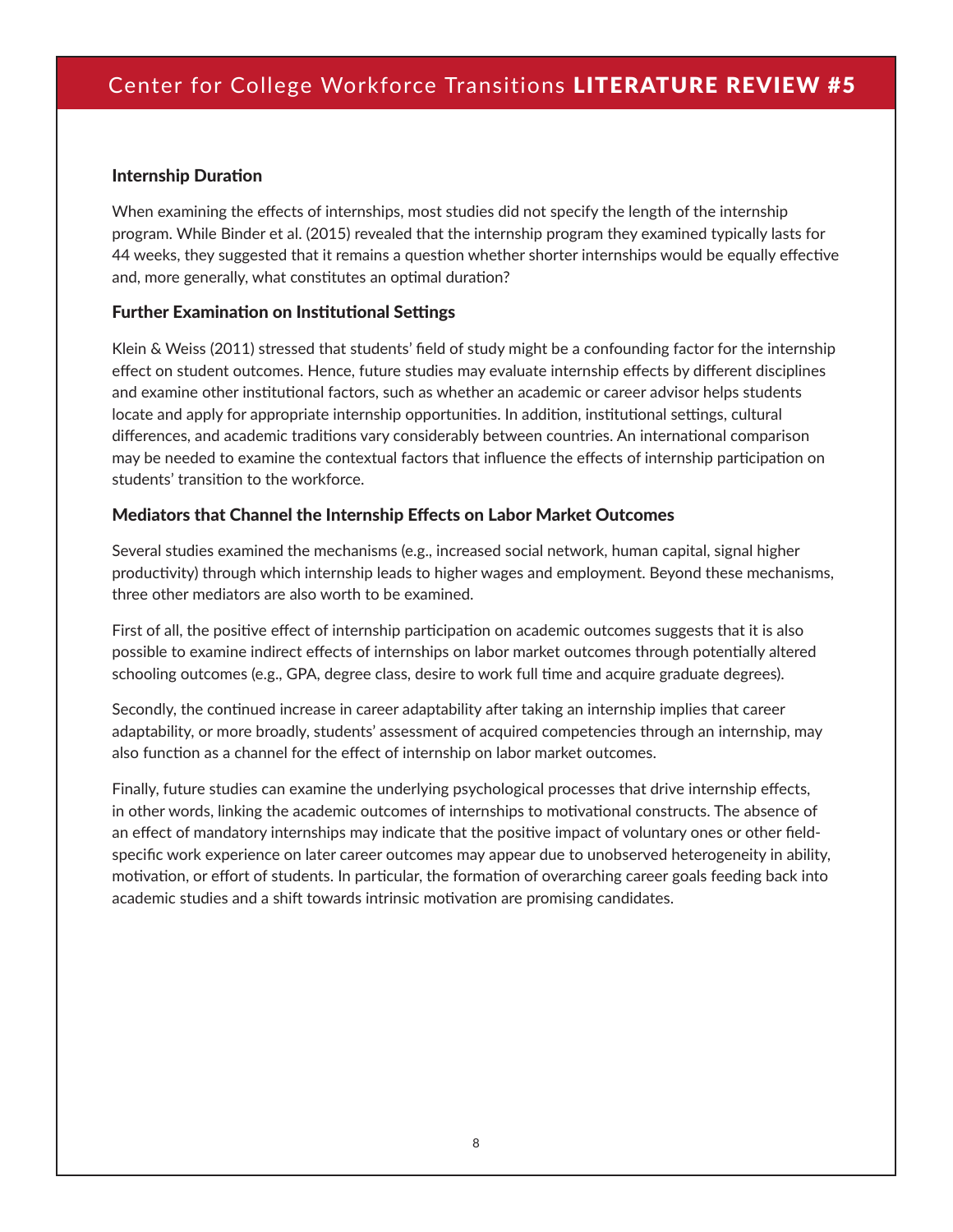### Internship Duration

When examining the effects of internships, most studies did not specify the length of the internship program. While Binder et al. (2015) revealed that the internship program they examined typically lasts for 44 weeks, they suggested that it remains a question whether shorter internships would be equally effective and, more generally, what constitutes an optimal duration?

### Further Examination on Institutional Settings

Klein & Weiss (2011) stressed that students' field of study might be a confounding factor for the internship effect on student outcomes. Hence, future studies may evaluate internship effects by different disciplines and examine other institutional factors, such as whether an academic or career advisor helps students locate and apply for appropriate internship opportunities. In addition, institutional settings, cultural differences, and academic traditions vary considerably between countries. An international comparison may be needed to examine the contextual factors that influence the effects of internship participation on students' transition to the workforce.

### Mediators that Channel the Internship Effects on Labor Market Outcomes

Several studies examined the mechanisms (e.g., increased social network, human capital, signal higher productivity) through which internship leads to higher wages and employment. Beyond these mechanisms, three other mediators are also worth to be examined.

First of all, the positive effect of internship participation on academic outcomes suggests that it is also possible to examine indirect effects of internships on labor market outcomes through potentially altered schooling outcomes (e.g., GPA, degree class, desire to work full time and acquire graduate degrees).

Secondly, the continued increase in career adaptability after taking an internship implies that career adaptability, or more broadly, students' assessment of acquired competencies through an internship, may also function as a channel for the effect of internship on labor market outcomes.

Finally, future studies can examine the underlying psychological processes that drive internship effects, in other words, linking the academic outcomes of internships to motivational constructs. The absence of an effect of mandatory internships may indicate that the positive impact of voluntary ones or other field-specific work experience on later career outcomes may appear due to unobserved heterogeneity in ability, motivation, or effort of students. In particular, the formation of overarching career goals feeding back into academic studies and a shift towards intrinsic motivation are promising candidates.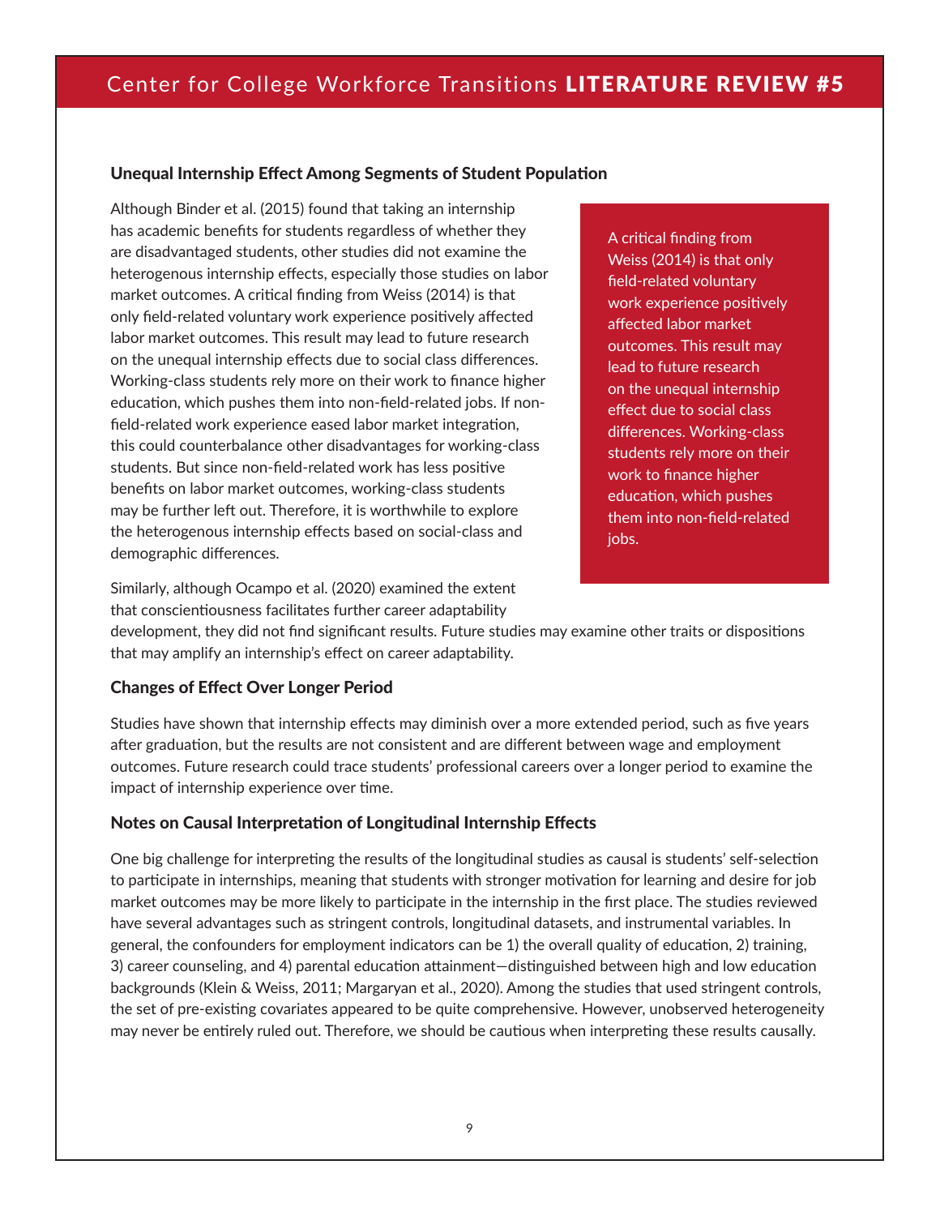### Unequal Internship Effect Among Segments of Student Population

Although Binder et al. (2015) found that taking an internship has academic benefits for students regardless of whether they are disadvantaged students, other studies did not examine the heterogenous internship effects, especially those studies on labor market outcomes. A critical finding from Weiss (2014) is that only field-related voluntary work experience positively affected labor market outcomes. This result may lead to future research on the unequal internship effects due to social class differences. Working-class students rely more on their work to finance higher education, which pushes them into non-field-related jobs. If non-field-related work experience eased labor market integration, this could counterbalance other disadvantages for working-class students. But since non-field-related work has less positive benefits on labor market outcomes, working-class students may be further left out. Therefore, it is worthwhile to explore the heterogenous internship effects based on social-class and demographic differences.

> A critical finding from Weiss (2014) is that only field-related voluntary work experience positively affected labor market outcomes. This result may lead to future research on the unequal internship effect due to social class differences. Working-class students rely more on their work to finance higher education, which pushes them into non-field-related jobs.

Similarly, although Ocampo et al. (2020) examined the extent that conscientiousness facilitates further career adaptability development, they did not find significant results. Future studies may examine other traits or dispositions that may amplify an internship's effect on career adaptability.

### Changes of Effect Over Longer Period

Studies have shown that internship effects may diminish over a more extended period, such as five years after graduation, but the results are not consistent and are different between wage and employment outcomes. Future research could trace students' professional careers over a longer period to examine the impact of internship experience over time.

### Notes on Causal Interpretation of Longitudinal Internship Effects

One big challenge for interpreting the results of the longitudinal studies as causal is students' self-selection to participate in internships, meaning that students with stronger motivation for learning and desire for job market outcomes may be more likely to participate in the internship in the first place. The studies reviewed have several advantages such as stringent controls, longitudinal datasets, and instrumental variables. In general, the confounders for employment indicators can be 1) the overall quality of education, 2) training, 3) career counseling, and 4) parental education attainment—distinguished between high and low education backgrounds (Klein & Weiss, 2011; Margaryan et al., 2020). Among the studies that used stringent controls, the set of pre-existing covariates appeared to be quite comprehensive. However, unobserved heterogeneity may never be entirely ruled out. Therefore, we should be cautious when interpreting these results causally.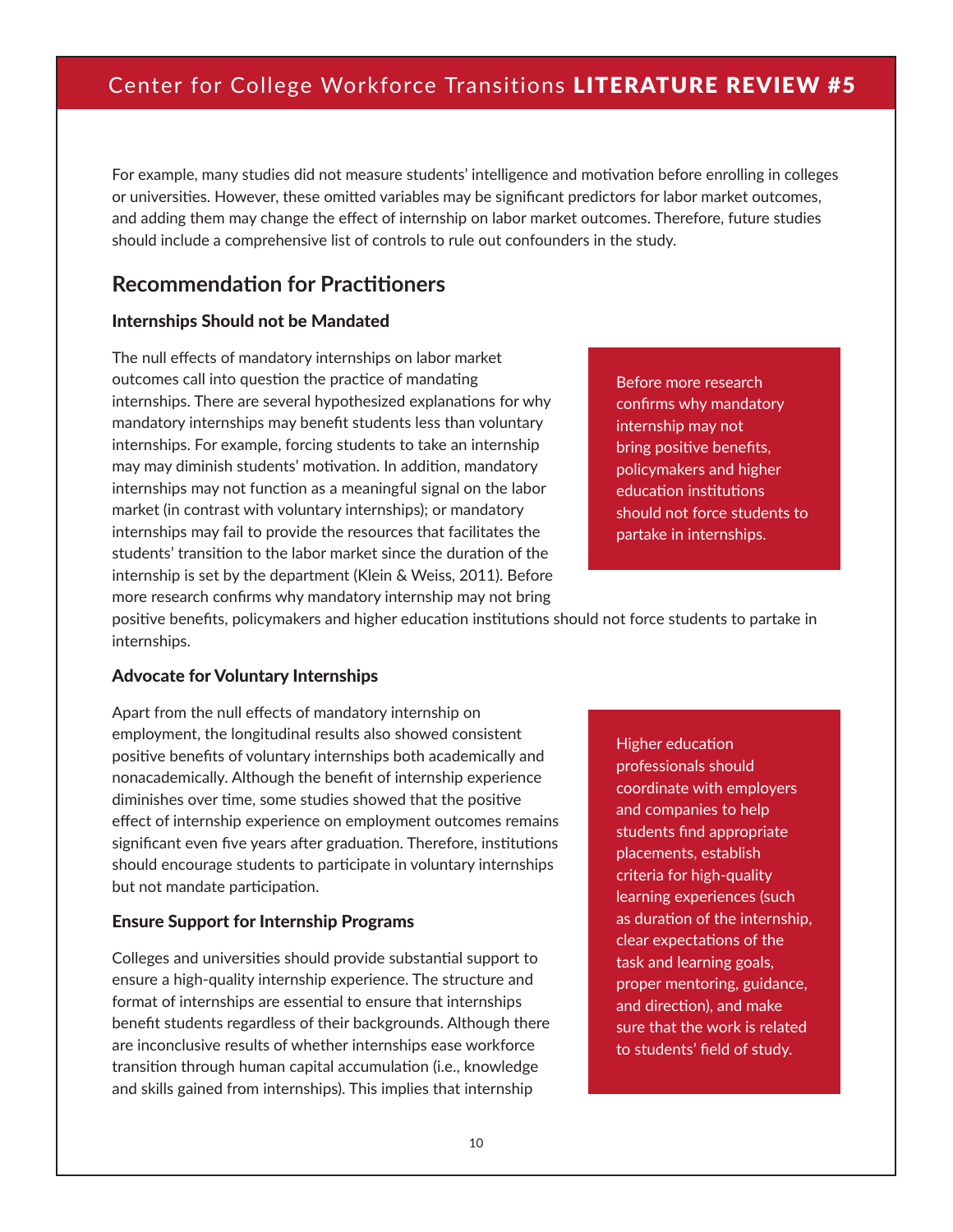For example, many studies did not measure students' intelligence and motivation before enrolling in colleges or universities. However, these omitted variables may be significant predictors for labor market outcomes, and adding them may change the effect of internship on labor market outcomes. Therefore, future studies should include a comprehensive list of controls to rule out confounders in the study.

## Recommendation for Practitioners

### Internships Should not be Mandated

The null effects of mandatory internships on labor market outcomes call into question the practice of mandating internships. There are several hypothesized explanations for why mandatory internships may benefit students less than voluntary internships. For example, forcing students to take an internship may may diminish students' motivation. In addition, mandatory internships may not function as a meaningful signal on the labor market (in contrast with voluntary internships); or mandatory internships may fail to provide the resources that facilitates the students' transition to the labor market since the duration of the internship is set by the department (Klein & Weiss, 2011). Before more research confirms why mandatory internship may not bring positive benefits, policymakers and higher education institutions should not force students to partake in internships.

> Before more research confirms why mandatory internship may not bring positive benefits, policymakers and higher education institutions should not force students to partake in internships.

### Advocate for Voluntary Internships

Apart from the null effects of mandatory internship on employment, the longitudinal results also showed consistent positive benefits of voluntary internships both academically and nonacademically. Although the benefit of internship experience diminishes over time, some studies showed that the positive effect of internship experience on employment outcomes remains significant even five years after graduation. Therefore, institutions should encourage students to participate in voluntary internships but not mandate participation.

### Ensure Support for Internship Programs

Colleges and universities should provide substantial support to ensure a high-quality internship experience. The structure and format of internships are essential to ensure that internships benefit students regardless of their backgrounds. Although there are inconclusive results of whether internships ease workforce transition through human capital accumulation (i.e., knowledge and skills gained from internships). This implies that internship

> Higher education professionals should coordinate with employers and companies to help students find appropriate placements, establish criteria for high-quality learning experiences (such as duration of the internship, clear expectations of the task and learning goals, proper mentoring, guidance, and direction), and make sure that the work is related to students' field of study.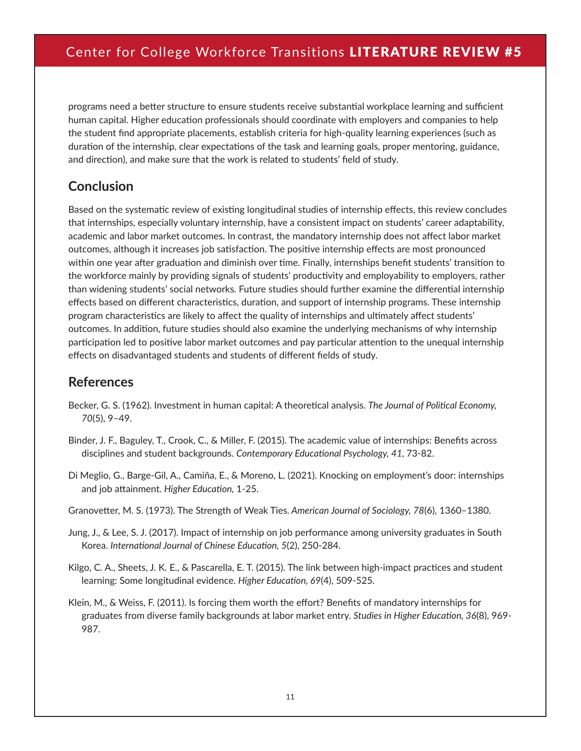programs need a better structure to ensure students receive substantial workplace learning and sufficient human capital. Higher education professionals should coordinate with employers and companies to help the student find appropriate placements, establish criteria for high-quality learning experiences (such as duration of the internship, clear expectations of the task and learning goals, proper mentoring, guidance, and direction), and make sure that the work is related to students' field of study.

## Conclusion

Based on the systematic review of existing longitudinal studies of internship effects, this review concludes that internships, especially voluntary internship, have a consistent impact on students' career adaptability, academic and labor market outcomes. In contrast, the mandatory internship does not affect labor market outcomes, although it increases job satisfaction. The positive internship effects are most pronounced within one year after graduation and diminish over time. Finally, internships benefit students' transition to the workforce mainly by providing signals of students' productivity and employability to employers, rather than widening students' social networks. Future studies should further examine the differential internship effects based on different characteristics, duration, and support of internship programs. These internship program characteristics are likely to affect the quality of internships and ultimately affect students' outcomes. In addition, future studies should also examine the underlying mechanisms of why internship participation led to positive labor market outcomes and pay particular attention to the unequal internship effects on disadvantaged students and students of different fields of study.

## References

Becker, G. S. (1962). Investment in human capital: A theoretical analysis. *The Journal of Political Economy, 70*(5), 9–49.

Binder, J. F., Baguley, T., Crook, C., & Miller, F. (2015). The academic value of internships: Benefits across disciplines and student backgrounds. *Contemporary Educational Psychology, 41*, 73-82.

Di Meglio, G., Barge-Gil, A., Camiña, E., & Moreno, L. (2021). Knocking on employment's door: internships and job attainment. *Higher Education,* 1-25.

Granovetter, M. S. (1973). The Strength of Weak Ties. *American Journal of Sociology, 78*(6), 1360–1380.

Jung, J., & Lee, S. J. (2017). Impact of internship on job performance among university graduates in South Korea. *International Journal of Chinese Education, 5*(2), 250-284.

Kilgo, C. A., Sheets, J. K. E., & Pascarella, E. T. (2015). The link between high-impact practices and student learning: Some longitudinal evidence. *Higher Education, 69*(4), 509-525.

Klein, M., & Weiss, F. (2011). Is forcing them worth the effort? Benefits of mandatory internships for graduates from diverse family backgrounds at labor market entry. *Studies in Higher Education, 36*(8), 969-987.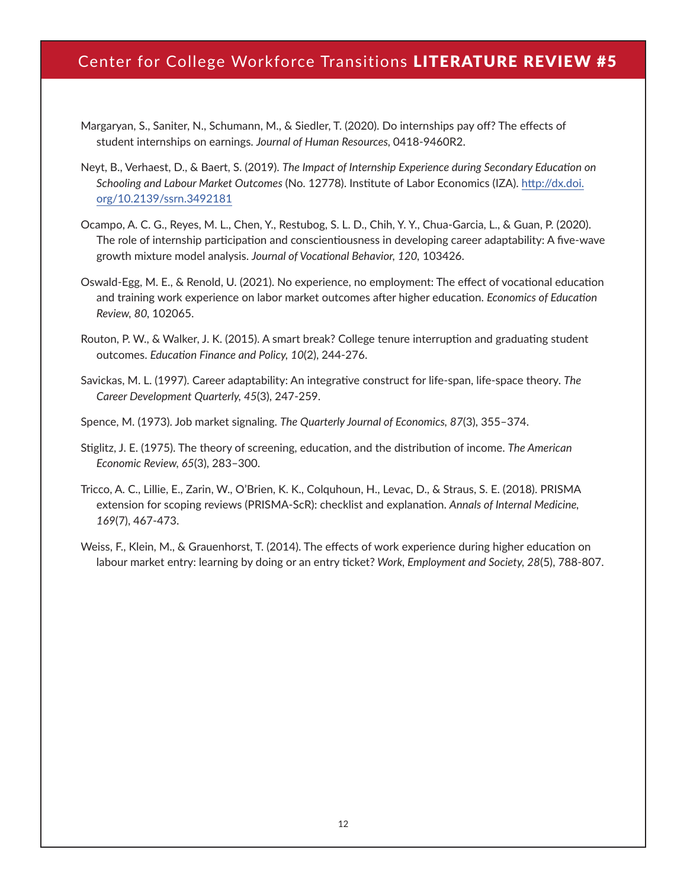Margaryan, S., Saniter, N., Schumann, M., & Siedler, T. (2020). Do internships pay off? The effects of student internships on earnings. *Journal of Human Resources*, 0418-9460R2.

Neyt, B., Verhaest, D., & Baert, S. (2019). *The Impact of Internship Experience during Secondary Education on Schooling and Labour Market Outcomes* (No. 12778). Institute of Labor Economics (IZA). [http://dx.doi.org/10.2139/ssrn.3492181](http://dx.doi.org/10.2139/ssrn.3492181)

Ocampo, A. C. G., Reyes, M. L., Chen, Y., Restubog, S. L. D., Chih, Y. Y., Chua-Garcia, L., & Guan, P. (2020). The role of internship participation and conscientiousness in developing career adaptability: A five-wave growth mixture model analysis. *Journal of Vocational Behavior, 120*, 103426.

Oswald-Egg, M. E., & Renold, U. (2021). No experience, no employment: The effect of vocational education and training work experience on labor market outcomes after higher education. *Economics of Education Review, 80*, 102065.

Routon, P. W., & Walker, J. K. (2015). A smart break? College tenure interruption and graduating student outcomes. *Education Finance and Policy, 10*(2), 244-276.

Savickas, M. L. (1997). Career adaptability: An integrative construct for life-span, life-space theory. *The Career Development Quarterly, 45*(3), 247-259.

Spence, M. (1973). Job market signaling. *The Quarterly Journal of Economics, 87*(3), 355–374.

Stiglitz, J. E. (1975). The theory of screening, education, and the distribution of income. *The American Economic Review, 65*(3), 283–300.

Tricco, A. C., Lillie, E., Zarin, W., O'Brien, K. K., Colquhoun, H., Levac, D., & Straus, S. E. (2018). PRISMA extension for scoping reviews (PRISMA-ScR): checklist and explanation. *Annals of Internal Medicine, 169*(7), 467-473.

Weiss, F., Klein, M., & Grauenhorst, T. (2014). The effects of work experience during higher education on labour market entry: learning by doing or an entry ticket? *Work, Employment and Society, 28*(5), 788-807.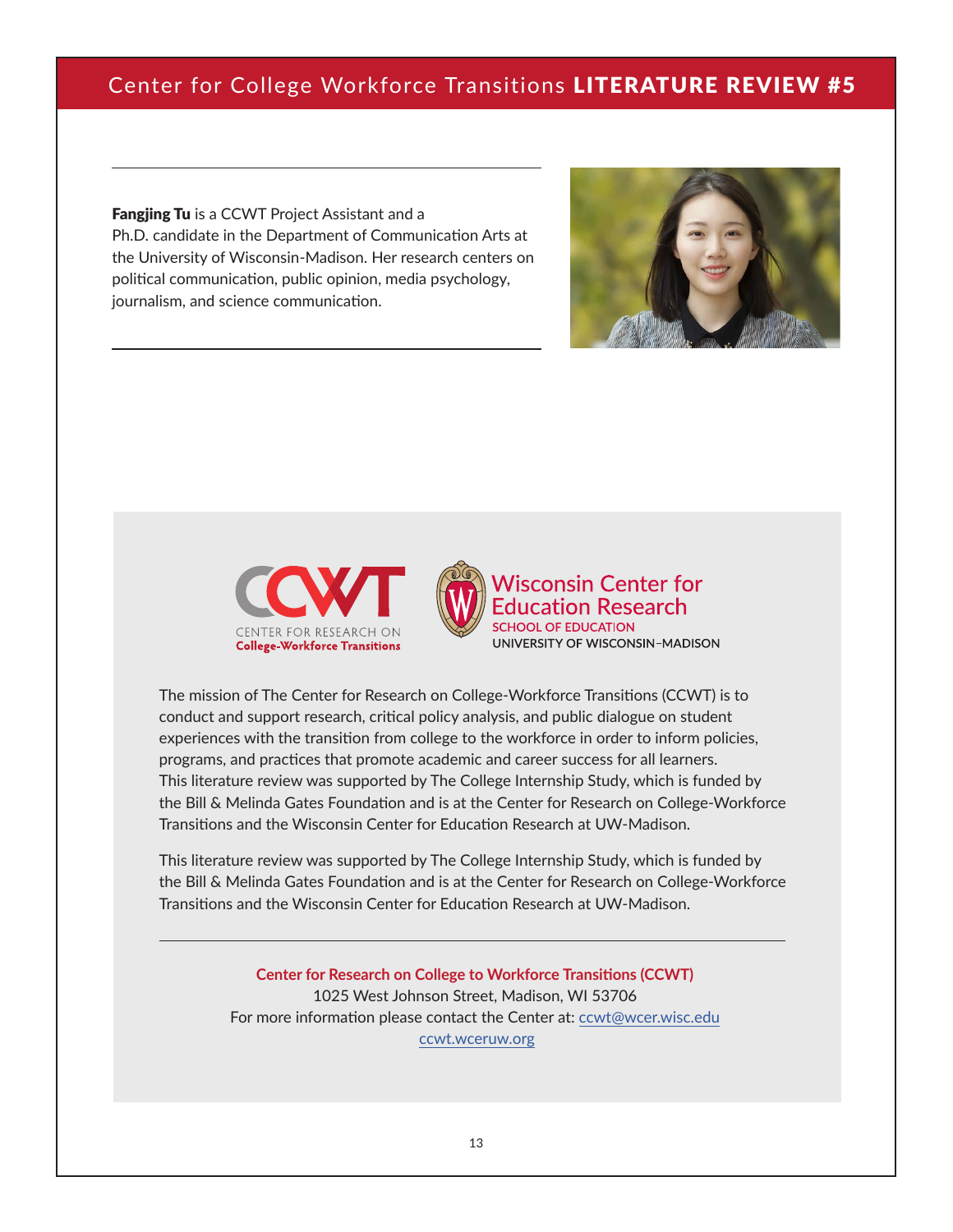**Fangjing Tu** is a CCWT Project Assistant and a Ph.D. candidate in the Department of Communication Arts at the University of Wisconsin-Madison. Her research centers on political communication, public opinion, media psychology, journalism, and science communication.

CCWT
CENTER FOR RESEARCH ON
College-Workforce Transitions

Wisconsin Center for Education Research
SCHOOL OF EDUCATION
UNIVERSITY OF WISCONSIN–MADISON

The mission of The Center for Research on College-Workforce Transitions (CCWT) is to conduct and support research, critical policy analysis, and public dialogue on student experiences with the transition from college to the workforce in order to inform policies, programs, and practices that promote academic and career success for all learners. This literature review was supported by The College Internship Study, which is funded by the Bill & Melinda Gates Foundation and is at the Center for Research on College-Workforce Transitions and the Wisconsin Center for Education Research at UW-Madison.

This literature review was supported by The College Internship Study, which is funded by the Bill & Melinda Gates Foundation and is at the Center for Research on College-Workforce Transitions and the Wisconsin Center for Education Research at UW-Madison.

---

**Center for Research on College to Workforce Transitions (CCWT)**
1025 West Johnson Street, Madison, WI 53706
For more information please contact the Center at: ccwt@wcer.wisc.edu
ccwt.wceruw.org